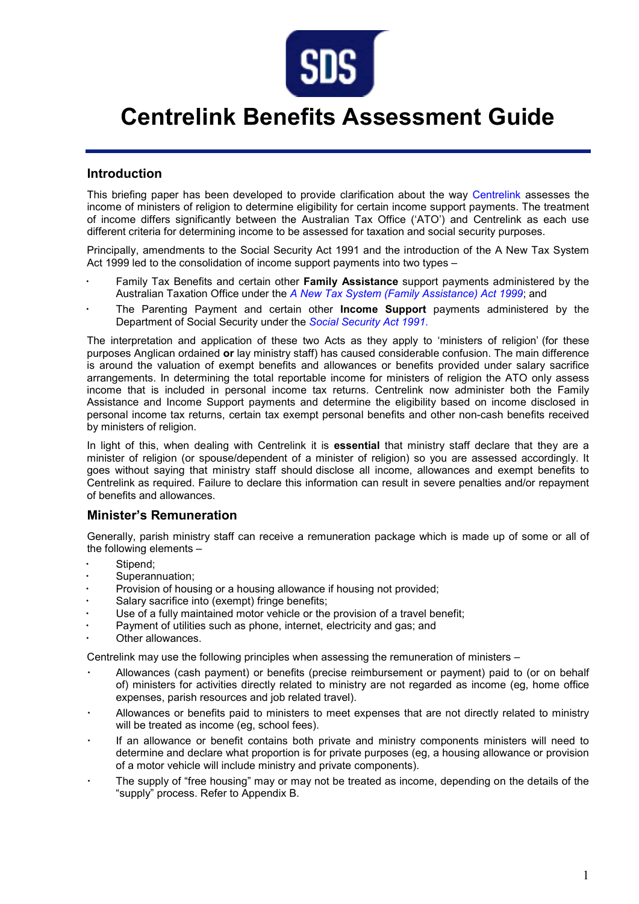# Centrelink Benefits Assessment Guide

## Introduction

This briefing paper has been developed to provide clarification about the way Centrelink assesses the income of ministers of religion to determine eligibility for certain income support payments. The treatment of income differs significantly between the Australian Tax Office ('ATO') and Centrelink as each use different criteria for determining income to be assessed for taxation and social security purposes.

Principally, amendments to the Social Security Act 1991 and the introduction of the A New Tax System Act 1999 led to the consolidation of income support payments into two types –

- Family Tax Benefits and certain other **Family Assistance** support payments administered by the Australian Taxation Office under the *A New Tax System (Family Assistance) Act 1999*; and
- The Parenting Payment and certain other **Income Support** payments administered by the Department of Social Security under the *Social Security Act 1991*.

The interpretation and application of these two Acts as they apply to 'ministers of religion' (for these purposes Anglican ordained **or** lay ministry staff) has caused considerable confusion. The main difference is around the valuation of exempt benefits and allowances or benefits provided under salary sacrifice arrangements. In determining the total reportable income for ministers of religion the ATO only assess income that is included in personal income tax returns. Centrelink now administer both the Family Assistance and Income Support payments and determine the eligibility based on income disclosed in personal income tax returns, certain tax exempt personal benefits and other non-cash benefits received by ministers of religion.

In light of this, when dealing with Centrelink it is **essential** that ministry staff declare that they are a minister of religion (or spouse/dependent of a minister of religion) so you are assessed accordingly. It goes without saying that ministry staff should disclose all income, allowances and exempt benefits to Centrelink as required. Failure to declare this information can result in severe penalties and/or repayment of benefits and allowances.

## Minister's Remuneration

Generally, parish ministry staff can receive a remuneration package which is made up of some or all of the following elements –

- Stipend;
- Superannuation;
- Provision of housing or a housing allowance if housing not provided;
- Salary sacrifice into (exempt) fringe benefits;
- Use of a fully maintained motor vehicle or the provision of a travel benefit;
- Payment of utilities such as phone, internet, electricity and gas; and
- Other allowances.

Centrelink may use the following principles when assessing the remuneration of ministers –

- Allowances (cash payment) or benefits (precise reimbursement or payment) paid to (or on behalf of) ministers for activities directly related to ministry are not regarded as income (eg, home office expenses, parish resources and job related travel).
- Allowances or benefits paid to ministers to meet expenses that are not directly related to ministry will be treated as income (eg, school fees).
- If an allowance or benefit contains both private and ministry components ministers will need to determine and declare what proportion is for private purposes (eg, a housing allowance or provision of a motor vehicle will include ministry and private components).
- The supply of "free housing" may or may not be treated as income, depending on the details of the "supply" process. Refer to Appendix B.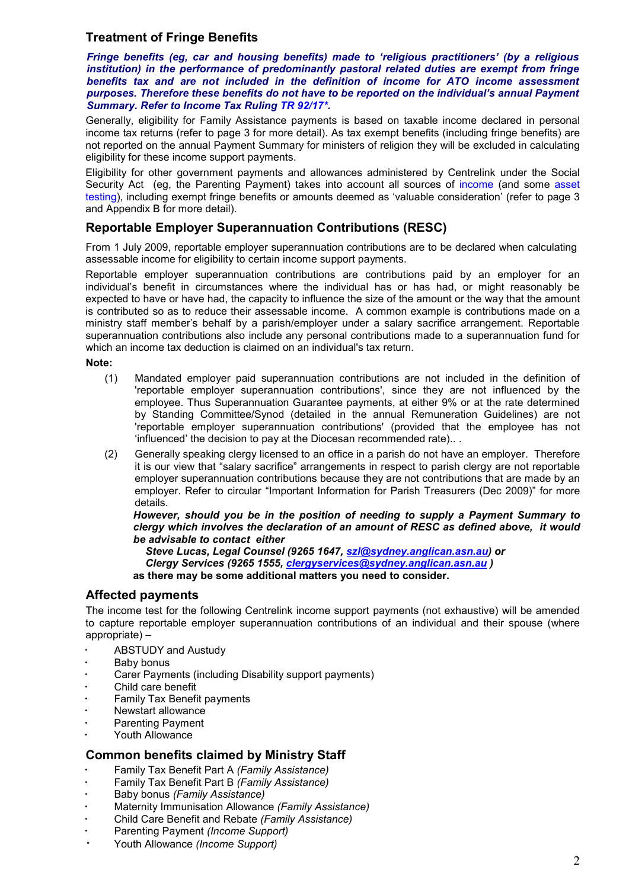## Treatment of Fringe Benefits

***Fringe benefits (eg, car and housing benefits) made to 'religious practitioners' (by a religious institution) in the performance of predominantly pastoral related duties are exempt from fringe benefits tax and are not included in the definition of income for ATO income assessment purposes. Therefore these benefits do not have to be reported on the individual's annual Payment Summary. Refer to Income Tax Ruling TR 92/17*.***

Generally, eligibility for Family Assistance payments is based on taxable income declared in personal income tax returns (refer to page 3 for more detail). As tax exempt benefits (including fringe benefits) are not reported on the annual Payment Summary for ministers of religion they will be excluded in calculating eligibility for these income support payments.

Eligibility for other government payments and allowances administered by Centrelink under the Social Security Act (eg, the Parenting Payment) takes into account all sources of income (and some asset testing), including exempt fringe benefits or amounts deemed as 'valuable consideration' (refer to page 3 and Appendix B for more detail).

## Reportable Employer Superannuation Contributions (RESC)

From 1 July 2009, reportable employer superannuation contributions are to be declared when calculating assessable income for eligibility to certain income support payments.

Reportable employer superannuation contributions are contributions paid by an employer for an individual's benefit in circumstances where the individual has or has had, or might reasonably be expected to have or have had, the capacity to influence the size of the amount or the way that the amount is contributed so as to reduce their assessable income. A common example is contributions made on a ministry staff member's behalf by a parish/employer under a salary sacrifice arrangement. Reportable superannuation contributions also include any personal contributions made to a superannuation fund for which an income tax deduction is claimed on an individual's tax return.

**Note:**

(1) Mandated employer paid superannuation contributions are not included in the definition of 'reportable employer superannuation contributions', since they are not influenced by the employee. Thus Superannuation Guarantee payments, at either 9% or at the rate determined by Standing Committee/Synod (detailed in the annual Remuneration Guidelines) are not 'reportable employer superannuation contributions' (provided that the employee has not 'influenced' the decision to pay at the Diocesan recommended rate).. .

(2) Generally speaking clergy licensed to an office in a parish do not have an employer. Therefore it is our view that "salary sacrifice" arrangements in respect to parish clergy are not reportable employer superannuation contributions because they are not contributions that are made by an employer. Refer to circular "Important Information for Parish Treasurers (Dec 2009)" for more details.

***However, should you be in the position of needing to supply a Payment Summary to clergy which involves the declaration of an amount of RESC as defined above, it would be advisable to contact either***

***Steve Lucas, Legal Counsel (9265 1647, szl@sydney.anglican.asn.au) or***
***Clergy Services (9265 1555, clergyservices@sydney.anglican.asn.au )***

**as there may be some additional matters you need to consider.**

## Affected payments

The income test for the following Centrelink income support payments (not exhaustive) will be amended to capture reportable employer superannuation contributions of an individual and their spouse (where appropriate) –

- ABSTUDY and Austudy
- Baby bonus
- Carer Payments (including Disability support payments)
- Child care benefit
- Family Tax Benefit payments
- Newstart allowance
- Parenting Payment
- Youth Allowance

## Common benefits claimed by Ministry Staff

- Family Tax Benefit Part A *(Family Assistance)*
- Family Tax Benefit Part B *(Family Assistance)*
- Baby bonus *(Family Assistance)*
- Maternity Immunisation Allowance *(Family Assistance)*
- Child Care Benefit and Rebate *(Family Assistance)*
- Parenting Payment *(Income Support)*
- Youth Allowance *(Income Support)*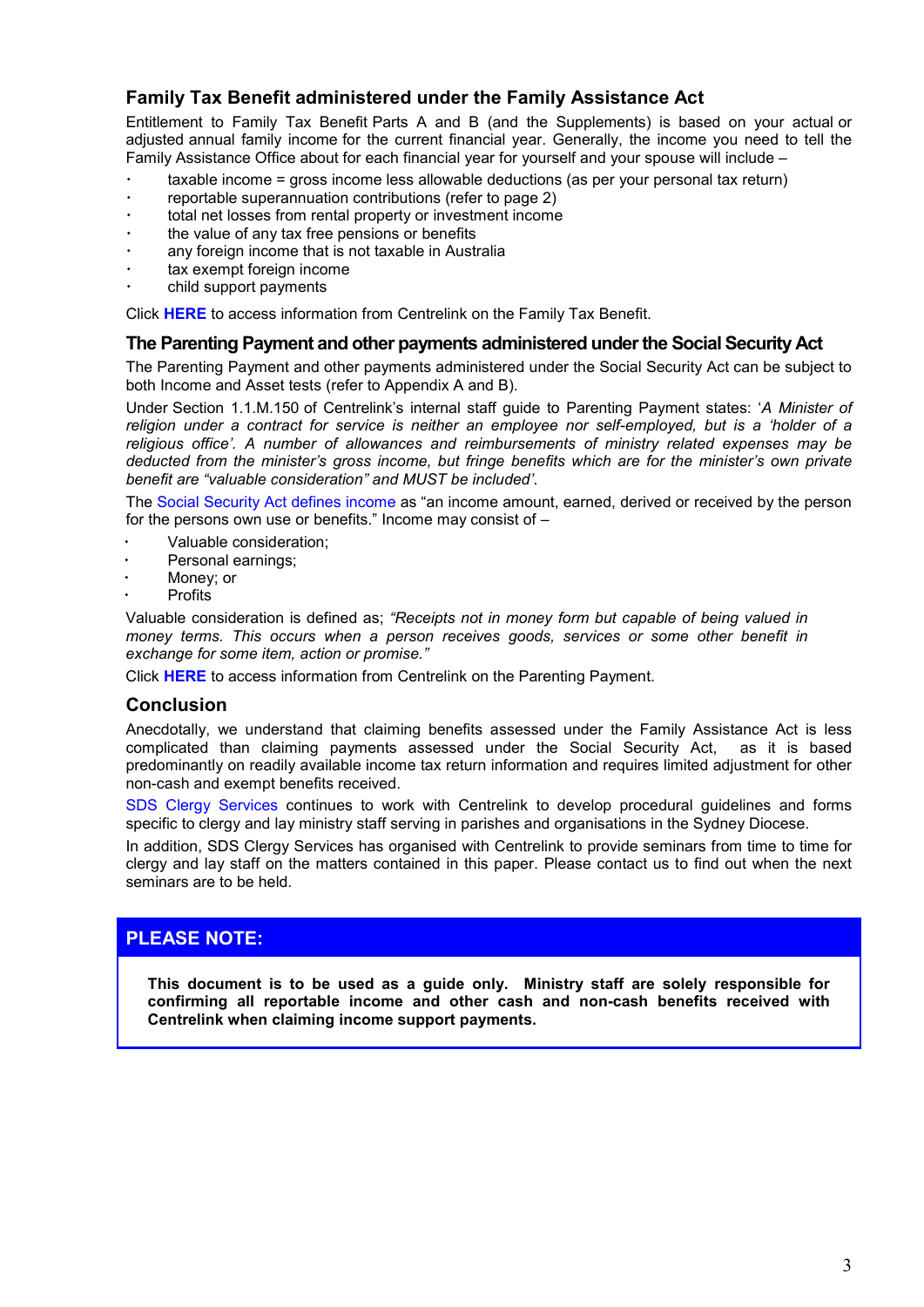## Family Tax Benefit administered under the Family Assistance Act

Entitlement to Family Tax Benefit Parts A and B (and the Supplements) is based on your actual or adjusted annual family income for the current financial year. Generally, the income you need to tell the Family Assistance Office about for each financial year for yourself and your spouse will include –

- taxable income = gross income less allowable deductions (as per your personal tax return)
- reportable superannuation contributions (refer to page 2)
- total net losses from rental property or investment income
- the value of any tax free pensions or benefits
- any foreign income that is not taxable in Australia
- tax exempt foreign income
- child support payments

Click **HERE** to access information from Centrelink on the Family Tax Benefit.

## The Parenting Payment and other payments administered under the Social Security Act

The Parenting Payment and other payments administered under the Social Security Act can be subject to both Income and Asset tests (refer to Appendix A and B).

Under Section 1.1.M.150 of Centrelink's internal staff guide to Parenting Payment states: '*A Minister of religion under a contract for service is neither an employee nor self-employed, but is a 'holder of a religious office'. A number of allowances and reimbursements of ministry related expenses may be deducted from the minister's gross income, but fringe benefits which are for the minister's own private benefit are "valuable consideration" and MUST be included'*.

The Social Security Act defines income as "an income amount, earned, derived or received by the person for the persons own use or benefits." Income may consist of –

- Valuable consideration;
- Personal earnings;
- Money; or
- Profits

Valuable consideration is defined as; *"Receipts not in money form but capable of being valued in money terms. This occurs when a person receives goods, services or some other benefit in exchange for some item, action or promise."*

Click **HERE** to access information from Centrelink on the Parenting Payment.

## Conclusion

Anecdotally, we understand that claiming benefits assessed under the Family Assistance Act is less complicated than claiming payments assessed under the Social Security Act, as it is based predominantly on readily available income tax return information and requires limited adjustment for other non-cash and exempt benefits received.

SDS Clergy Services continues to work with Centrelink to develop procedural guidelines and forms specific to clergy and lay ministry staff serving in parishes and organisations in the Sydney Diocese.

In addition, SDS Clergy Services has organised with Centrelink to provide seminars from time to time for clergy and lay staff on the matters contained in this paper. Please contact us to find out when the next seminars are to be held.

### PLEASE NOTE:

**This document is to be used as a guide only. Ministry staff are solely responsible for confirming all reportable income and other cash and non-cash benefits received with Centrelink when claiming income support payments.**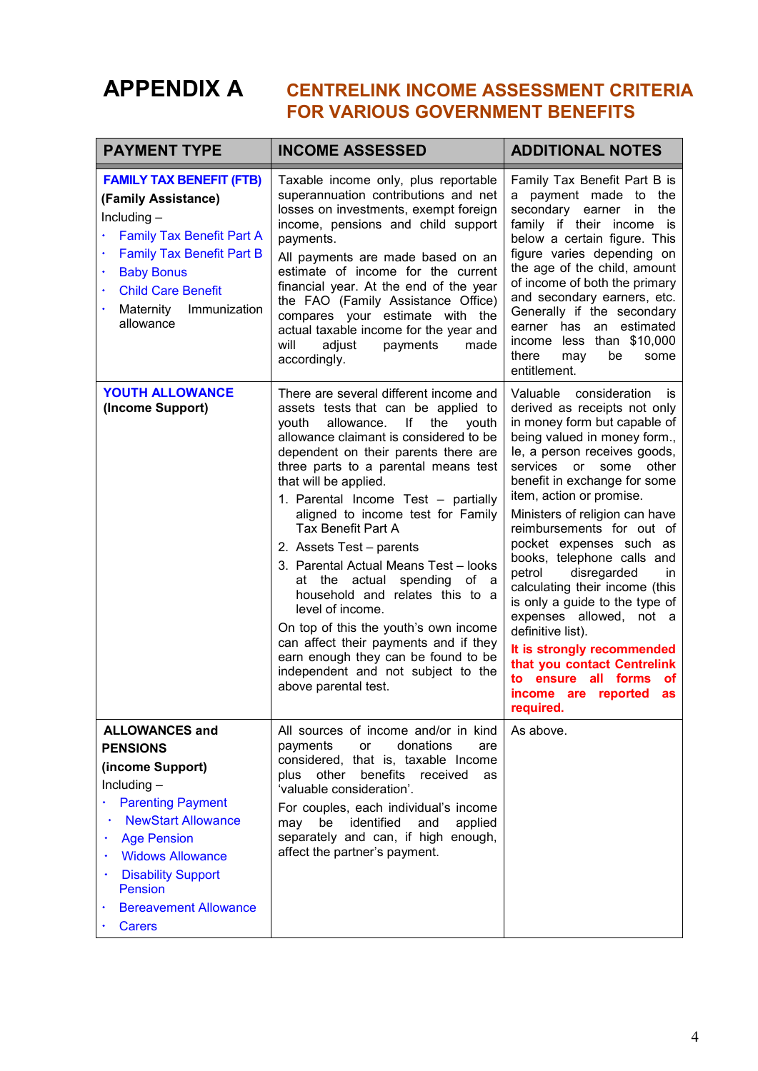# APPENDIX A CENTRELINK INCOME ASSESSMENT CRITERIA FOR VARIOUS GOVERNMENT BENEFITS

| PAYMENT TYPE | INCOME ASSESSED | ADDITIONAL NOTES |
|---|---|---|
| **FAMILY TAX BENEFIT (FTB)** **(Family Assistance)** Including – <br>• Family Tax Benefit Part A <br>• Family Tax Benefit Part B <br>• Baby Bonus <br>• Child Care Benefit <br>• Maternity Immunization allowance | Taxable income only, plus reportable superannuation contributions and net losses on investments, exempt foreign income, pensions and child support payments. <br><br>All payments are made based on an estimate of income for the current financial year. At the end of the year the FAO (Family Assistance Office) compares your estimate with the actual taxable income for the year and will adjust payments made accordingly. | Family Tax Benefit Part B is a payment made to the secondary earner in the family if their income is below a certain figure. This figure varies depending on the age of the child, amount of income of both the primary and secondary earners, etc. Generally if the secondary earner has an estimated income less than $10,000 there may be some entitlement. |
| **YOUTH ALLOWANCE** **(Income Support)** | There are several different income and assets tests that can be applied to youth allowance. If the youth allowance claimant is considered to be dependent on their parents there are three parts to a parental means test that will be applied. <br>1. Parental Income Test – partially aligned to income test for Family Tax Benefit Part A <br>2. Assets Test – parents <br>3. Parental Actual Means Test – looks at the actual spending of a household and relates this to a level of income. <br><br>On top of this the youth's own income can affect their payments and if they earn enough they can be found to be independent and not subject to the above parental test. | Valuable consideration is derived as receipts not only in money form but capable of being valued in money form., Ie, a person receives goods, services or some other benefit in exchange for some item, action or promise. <br><br>Ministers of religion can have reimbursements for out of pocket expenses such as books, telephone calls and petrol disregarded in calculating their income (this is only a guide to the type of expenses allowed, not a definitive list). <br><br>**It is strongly recommended that you contact Centrelink to ensure all forms of income are reported as required.** |
| **ALLOWANCES and PENSIONS** **(income Support)** Including – <br>• Parenting Payment <br>• NewStart Allowance <br>• Age Pension <br>• Widows Allowance <br>• Disability Support Pension <br>• Bereavement Allowance <br>• Carers | All sources of income and/or in kind payments or donations are considered, that is, taxable Income plus other benefits received as 'valuable consideration'. <br><br>For couples, each individual's income may be identified and applied separately and can, if high enough, affect the partner's payment. | As above. |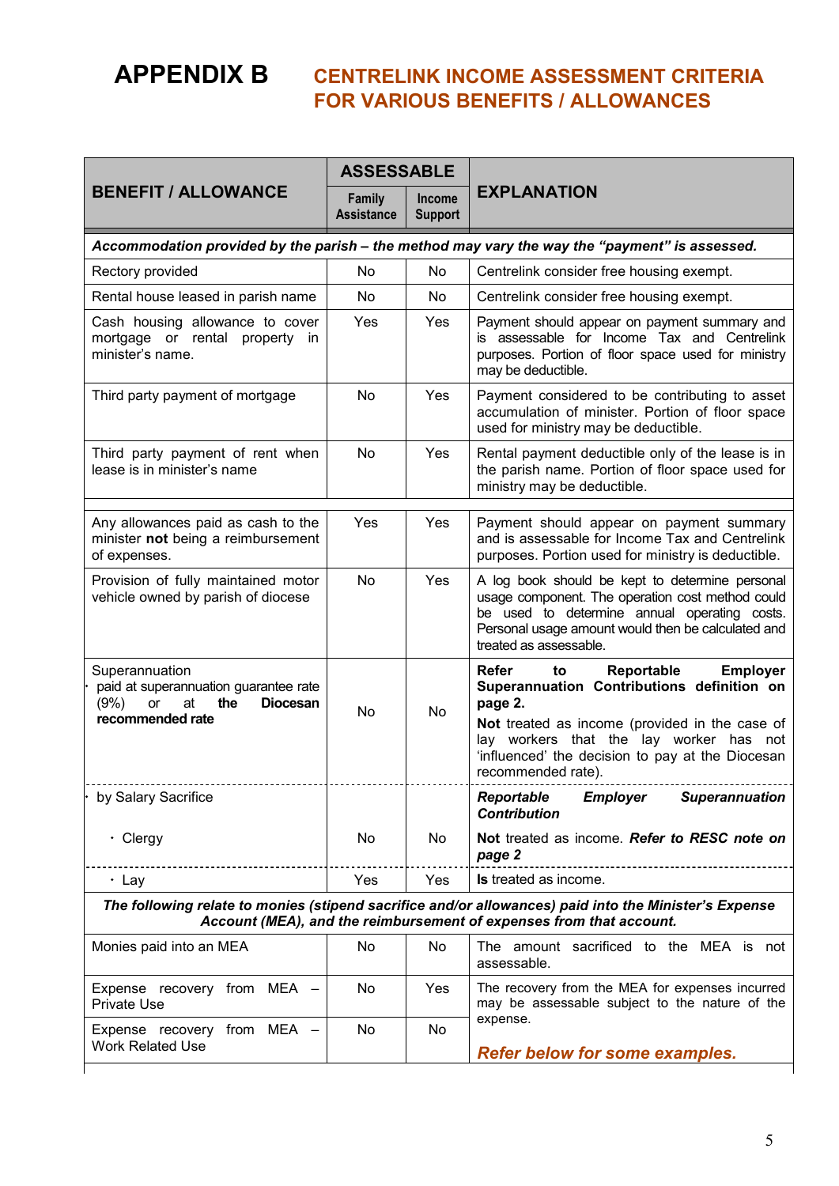# APPENDIX B CENTRELINK INCOME ASSESSMENT CRITERIA FOR VARIOUS BENEFITS / ALLOWANCES

| BENEFIT / ALLOWANCE | ASSESSABLE | | EXPLANATION |
|---|---|---|---|
| | Family Assistance | Income Support | |
| ***Accommodation provided by the parish – the method may vary the way the "payment" is assessed.*** | | | |
| Rectory provided | No | No | Centrelink consider free housing exempt. |
| Rental house leased in parish name | No | No | Centrelink consider free housing exempt. |
| Cash housing allowance to cover mortgage or rental property in minister's name. | Yes | Yes | Payment should appear on payment summary and is assessable for Income Tax and Centrelink purposes. Portion of floor space used for ministry may be deductible. |
| Third party payment of mortgage | No | Yes | Payment considered to be contributing to asset accumulation of minister. Portion of floor space used for ministry may be deductible. |
| Third party payment of rent when lease is in minister's name | No | Yes | Rental payment deductible only of the lease is in the parish name. Portion of floor space used for ministry may be deductible. |
| Any allowances paid as cash to the minister **not** being a reimbursement of expenses. | Yes | Yes | Payment should appear on payment summary and is assessable for Income Tax and Centrelink purposes. Portion used for ministry is deductible. |
| Provision of fully maintained motor vehicle owned by parish of diocese | No | Yes | A log book should be kept to determine personal usage component. The operation cost method could be used to determine annual operating costs. Personal usage amount would then be calculated and treated as assessable. |
| Superannuation<br>· paid at superannuation guarantee rate (9%) or at **the Diocesan recommended rate** | No | No | **Refer to Reportable Employer Superannuation Contributions definition on page 2.**<br>**Not** treated as income (provided in the case of lay workers that the lay worker has not 'influenced' the decision to pay at the Diocesan recommended rate). |
| · by Salary Sacrifice | | | ***Reportable Employer Superannuation Contribution*** |
| · Clergy | No | No | **Not** treated as income. ***Refer to RESC note on page 2*** |
| · Lay | Yes | Yes | **Is** treated as income. |
| ***The following relate to monies (stipend sacrifice and/or allowances) paid into the Minister's Expense Account (MEA), and the reimbursement of expenses from that account.*** | | | |
| Monies paid into an MEA | No | No | The amount sacrificed to the MEA is not assessable. |
| Expense recovery from MEA – Private Use | No | Yes | The recovery from the MEA for expenses incurred may be assessable subject to the nature of the expense.<br>***Refer below for some examples.*** |
| Expense recovery from MEA – Work Related Use | No | No | |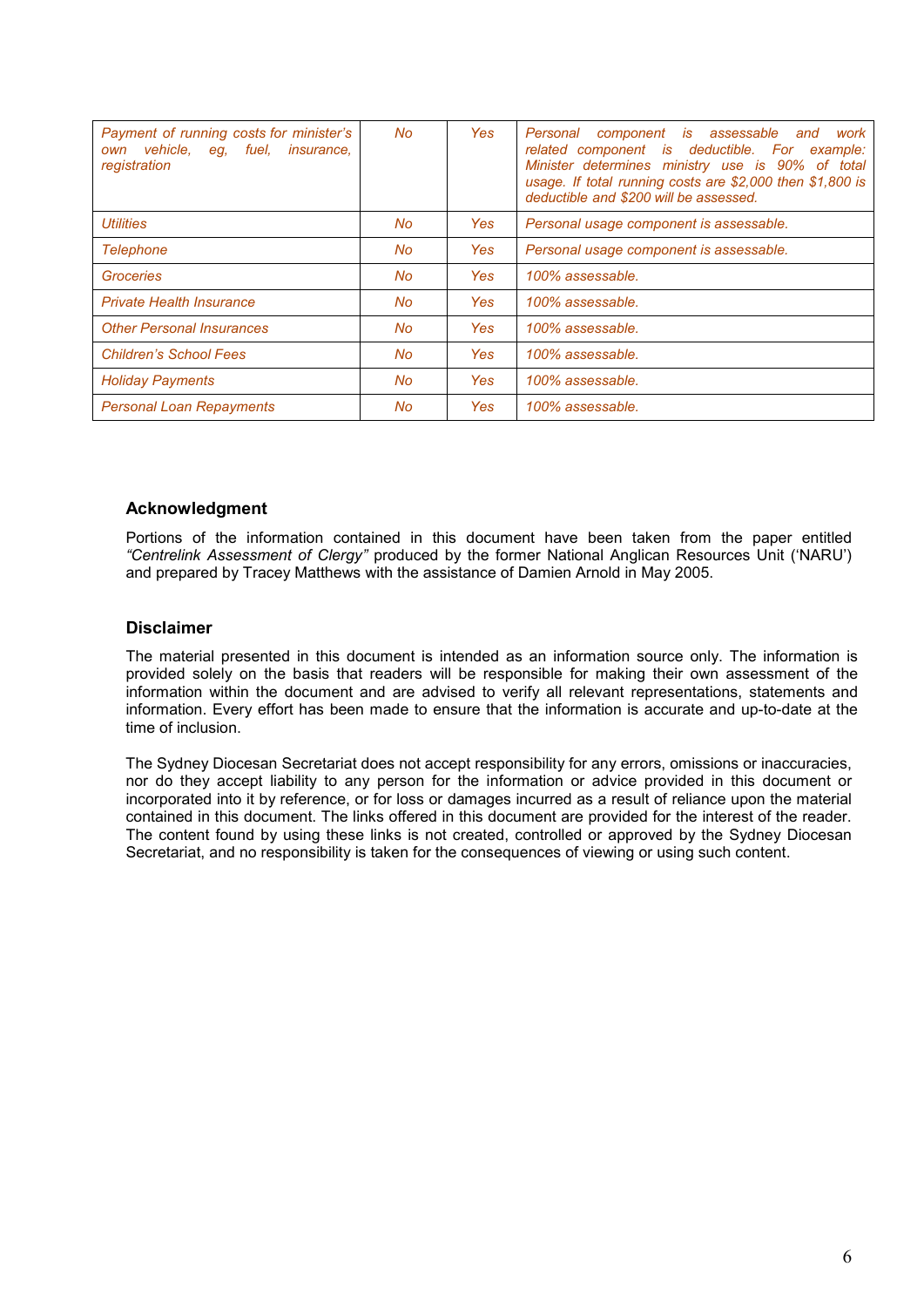| | | | |
|---|---|---|---|
| *Payment of running costs for minister's own vehicle, eg, fuel, insurance, registration* | *No* | *Yes* | *Personal component is assessable and work related component is deductible. For example: Minister determines ministry use is 90% of total usage. If total running costs are $2,000 then $1,800 is deductible and $200 will be assessed.* |
| *Utilities* | *No* | *Yes* | *Personal usage component is assessable.* |
| *Telephone* | *No* | *Yes* | *Personal usage component is assessable.* |
| *Groceries* | *No* | *Yes* | *100% assessable.* |
| *Private Health Insurance* | *No* | *Yes* | *100% assessable.* |
| *Other Personal Insurances* | *No* | *Yes* | *100% assessable.* |
| *Children's School Fees* | *No* | *Yes* | *100% assessable.* |
| *Holiday Payments* | *No* | *Yes* | *100% assessable.* |
| *Personal Loan Repayments* | *No* | *Yes* | *100% assessable.* |

### Acknowledgment

Portions of the information contained in this document have been taken from the paper entitled *"Centrelink Assessment of Clergy"* produced by the former National Anglican Resources Unit ('NARU') and prepared by Tracey Matthews with the assistance of Damien Arnold in May 2005.

### Disclaimer

The material presented in this document is intended as an information source only. The information is provided solely on the basis that readers will be responsible for making their own assessment of the information within the document and are advised to verify all relevant representations, statements and information. Every effort has been made to ensure that the information is accurate and up-to-date at the time of inclusion.

The Sydney Diocesan Secretariat does not accept responsibility for any errors, omissions or inaccuracies, nor do they accept liability to any person for the information or advice provided in this document or incorporated into it by reference, or for loss or damages incurred as a result of reliance upon the material contained in this document. The links offered in this document are provided for the interest of the reader. The content found by using these links is not created, controlled or approved by the Sydney Diocesan Secretariat, and no responsibility is taken for the consequences of viewing or using such content.